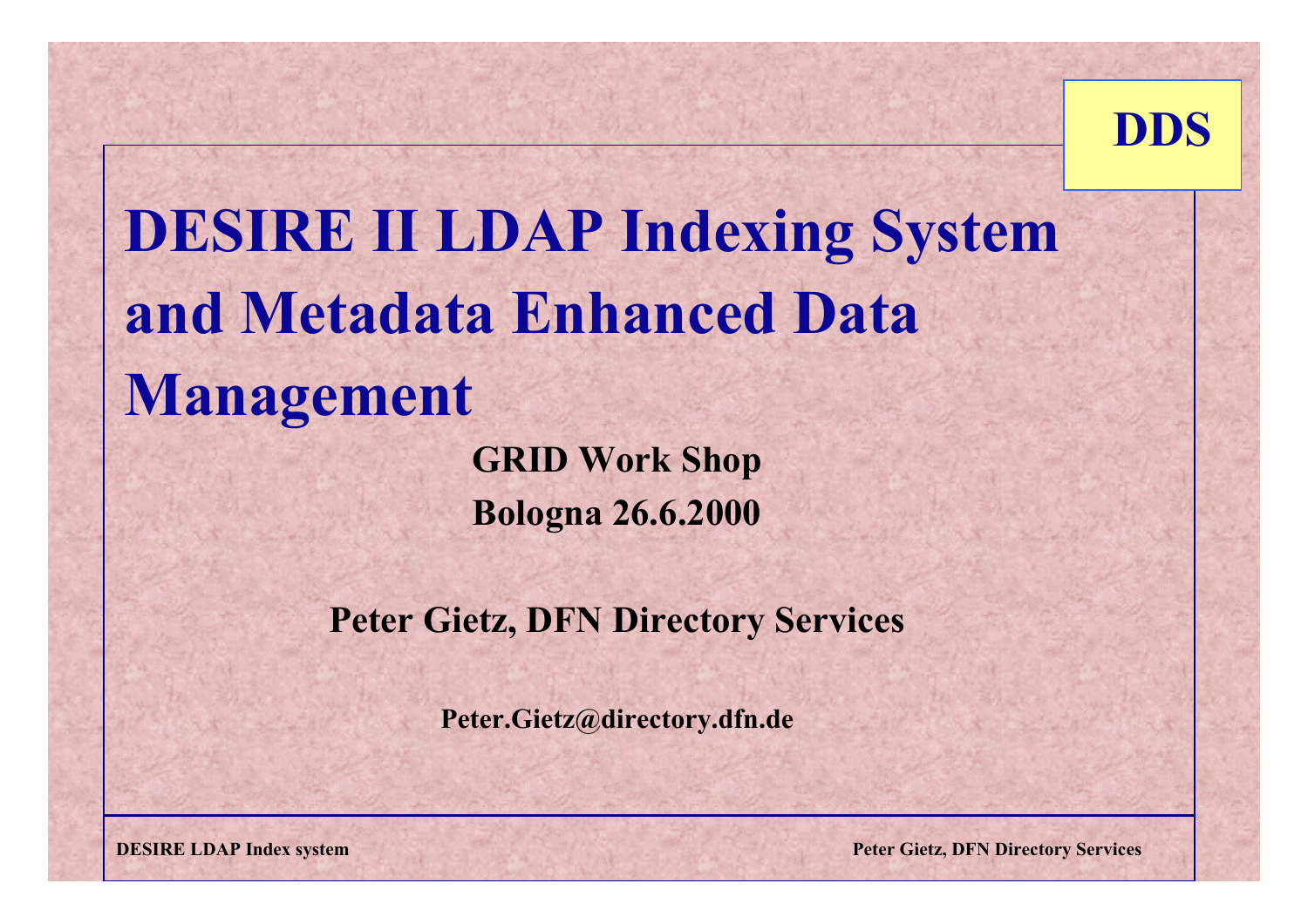DDS

# DESIRE II LDAP Indexing System and Metadata Enhanced Data Management

**GRID Work Shop**

**Bologna 26.6.2000**

**Peter Gietz, DFN Directory Services**

**Peter.Gietz@directory.dfn.de**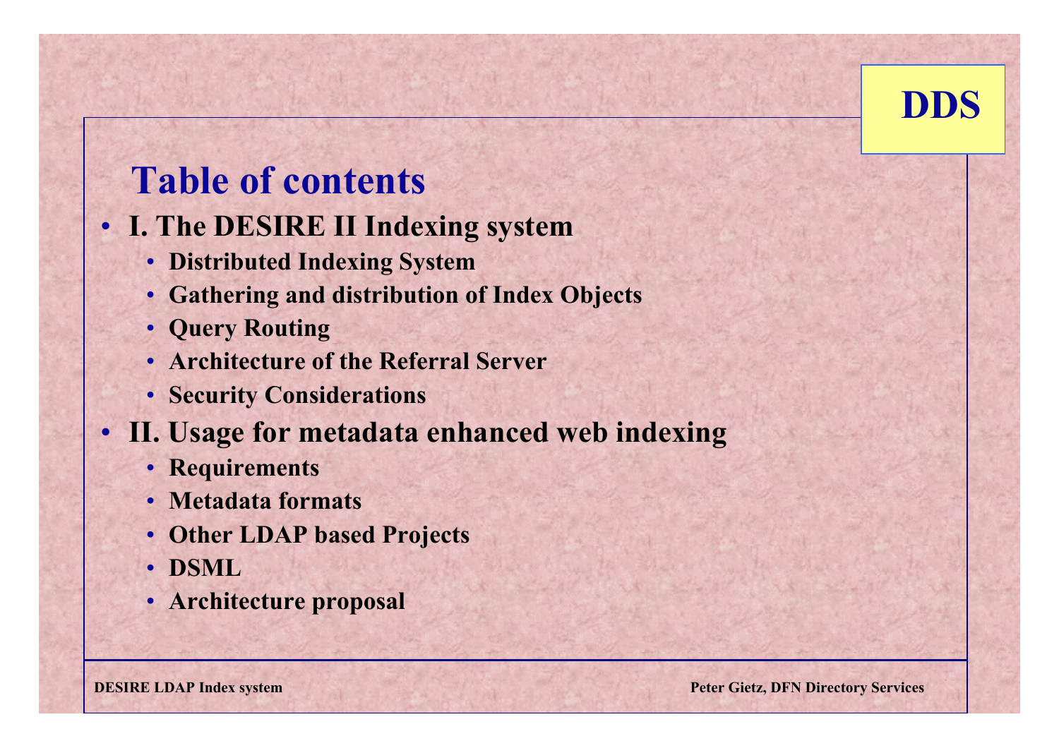# Table of contents

- **I. The DESIRE II Indexing system**
  - **Distributed Indexing System**
  - **Gathering and distribution of Index Objects**
  - **Query Routing**
  - **Architecture of the Referral Server**
  - **Security Considerations**
- **II. Usage for metadata enhanced web indexing**
  - **Requirements**
  - **Metadata formats**
  - **Other LDAP based Projects**
  - **DSML**
  - **Architecture proposal**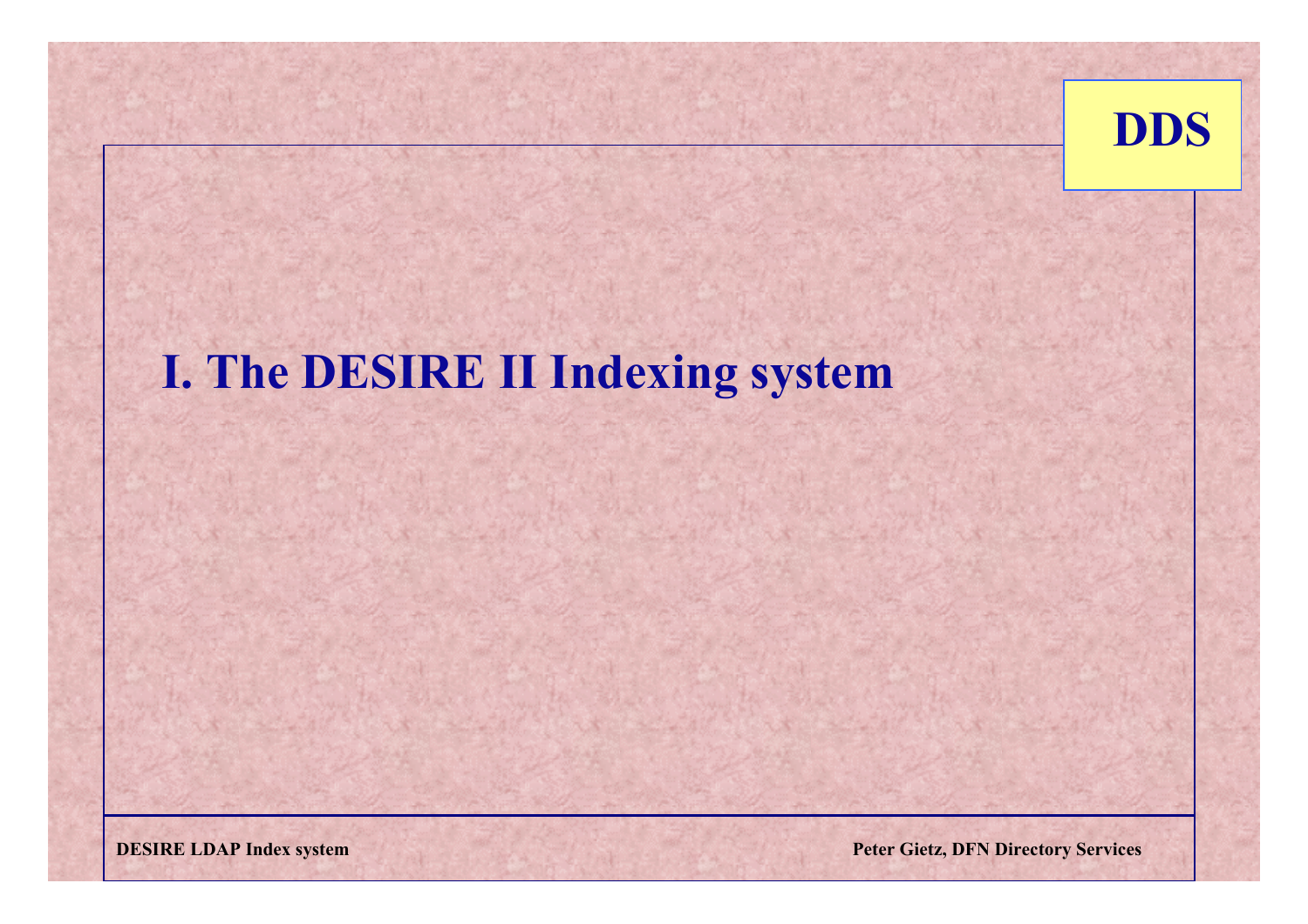# I. The DESIRE II Indexing system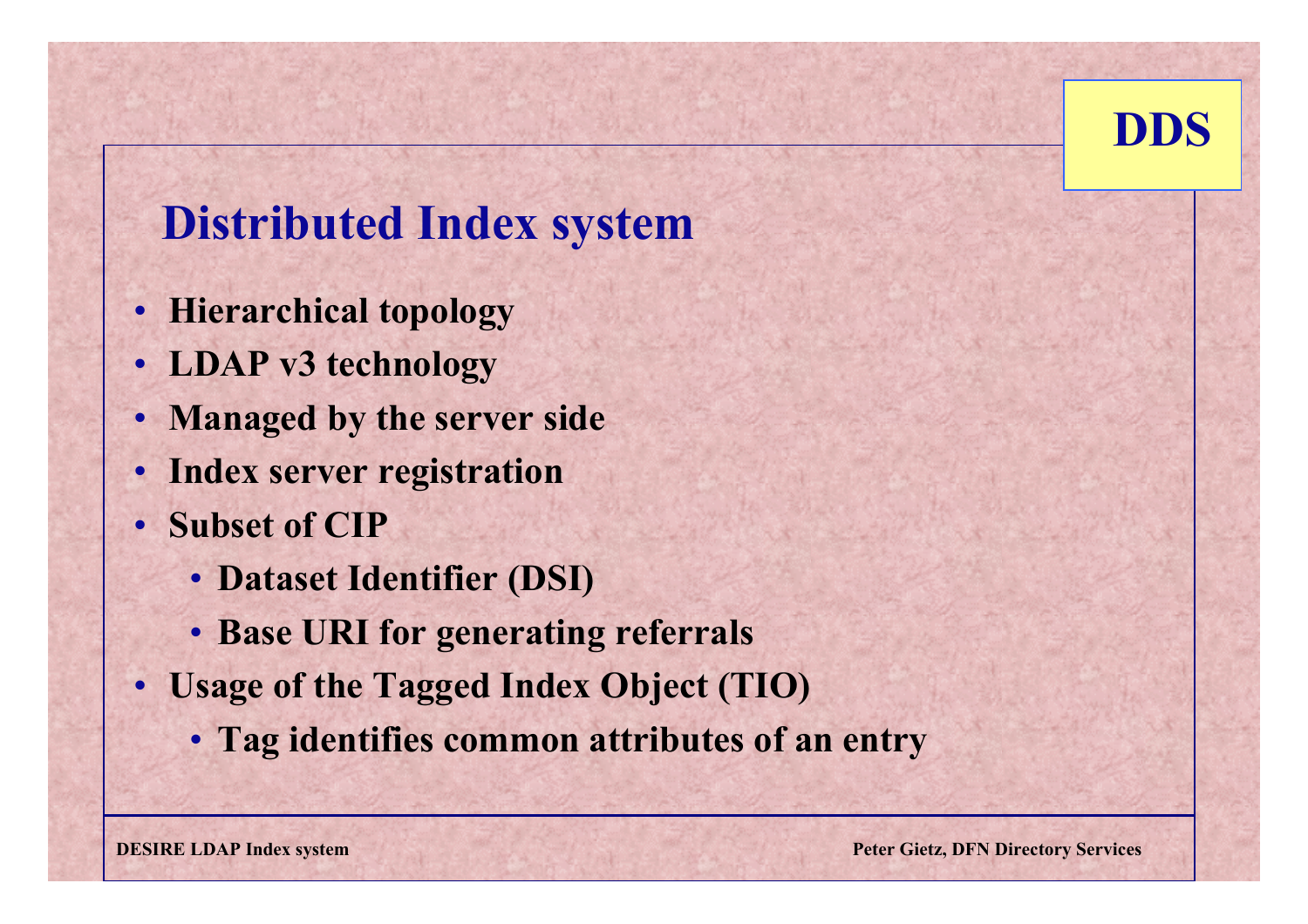DDS

# Distributed Index system

- Hierarchical topology
- LDAP v3 technology
- Managed by the server side
- Index server registration
- Subset of CIP
  - Dataset Identifier (DSI)
  - Base URI for generating referrals
- Usage of the Tagged Index Object (TIO)
  - Tag identifies common attributes of an entry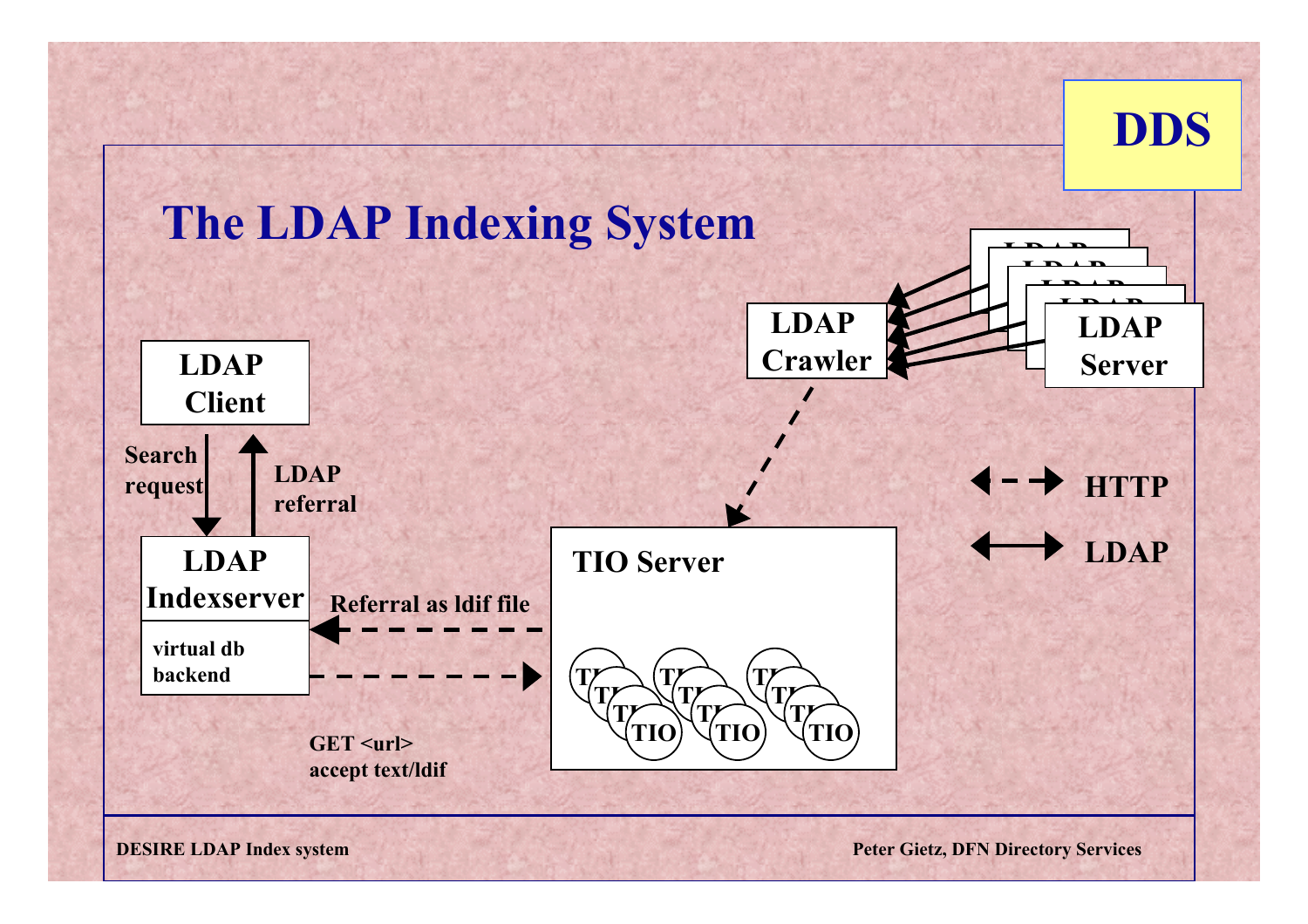# The LDAP Indexing System

LDAP Client

Search request

LDAP referral

LDAP Indexserver

virtual db backend

Referral as ldif file

GET <url>
accept text/ldif

LDAP Crawler

LDAP Server

TIO Server

TIO

HTTP

LDAP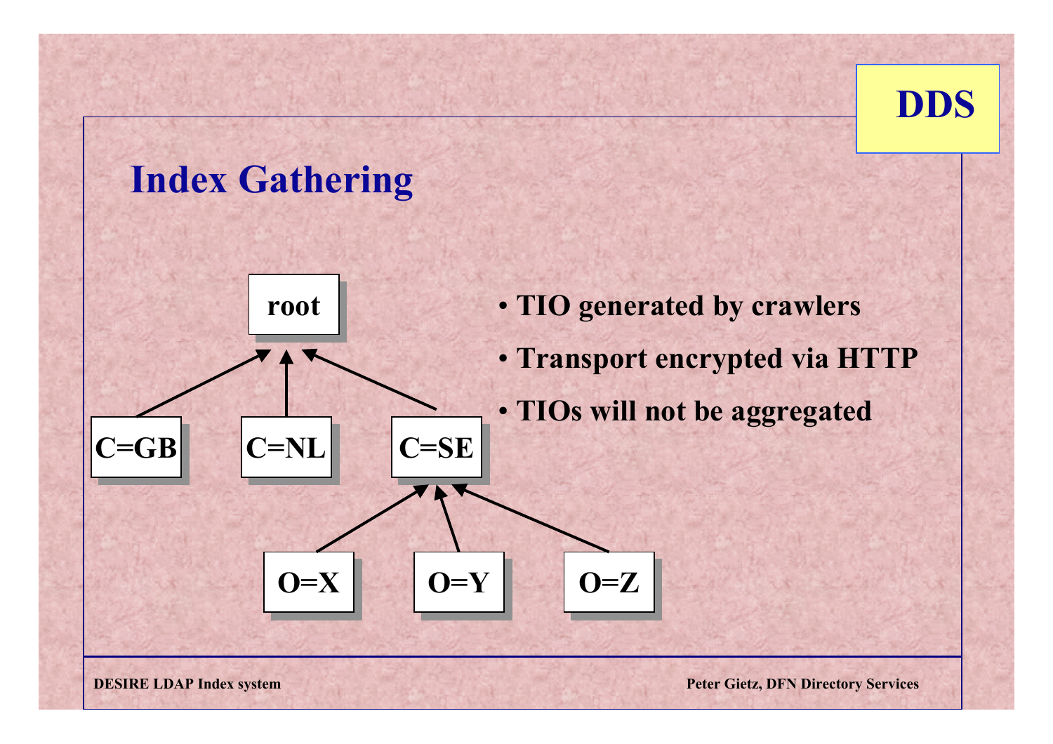## Index Gathering

root

C=GB C=NL C=SE

O=X O=Y O=Z

- TIO generated by crawlers
- Transport encrypted via HTTP
- TIOs will not be aggregated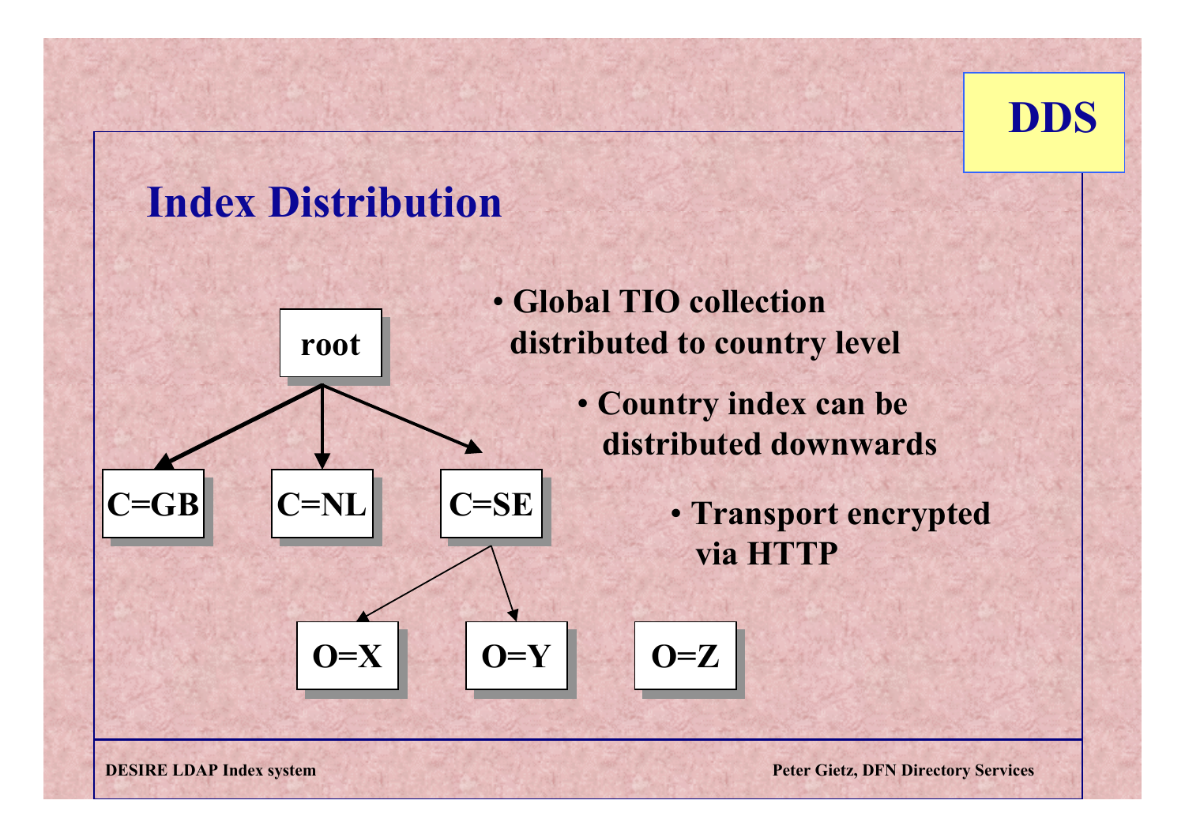# Index Distribution

- Global TIO collection distributed to country level
  - Country index can be distributed downwards
    - Transport encrypted via HTTP

root

C=GB C=NL C=SE

O=X O=Y O=Z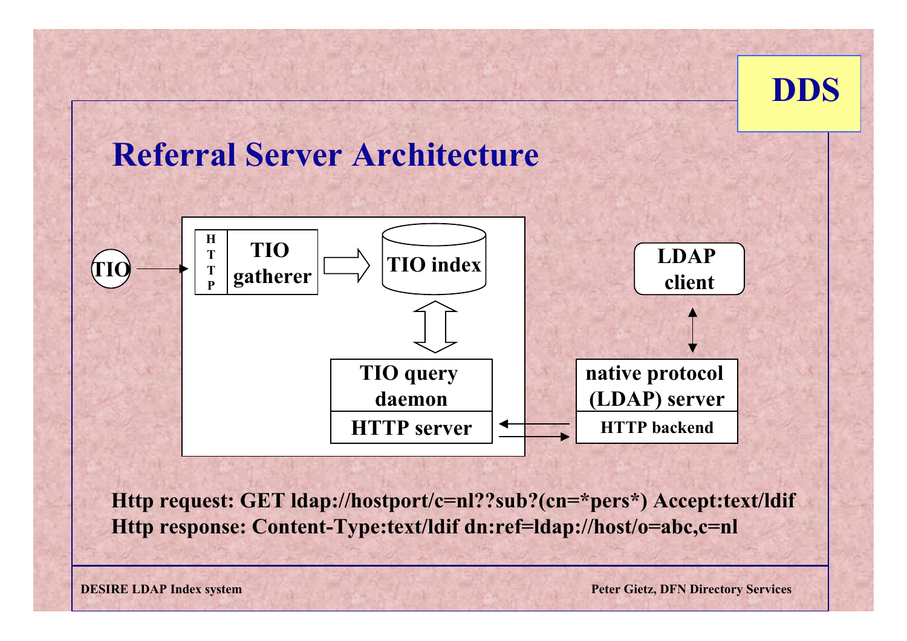DDS

# Referral Server Architecture

TIO → HTTP | TIO gatherer ⇒ TIO index ⇕ TIO query daemon / HTTP server ⇄ HTTP backend / native protocol (LDAP) server ↕ LDAP client

**Http request: GET ldap://hostport/c=nl??sub?(cn=*pers*) Accept:text/ldif**
**Http response: Content-Type:text/ldif dn:ref=ldap://host/o=abc,c=nl**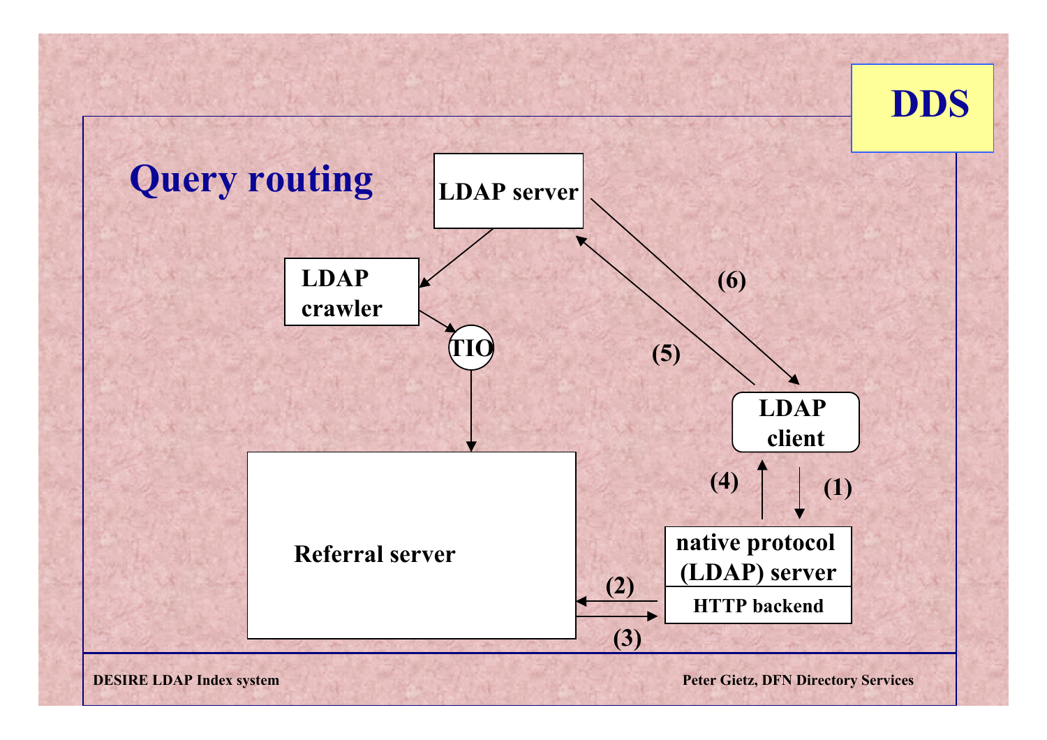# Query routing

DDS

LDAP server

LDAP crawler

TIO

Referral server

LDAP client

native protocol (LDAP) server

HTTP backend

(1)

(2)

(3)

(4)

(5)

(6)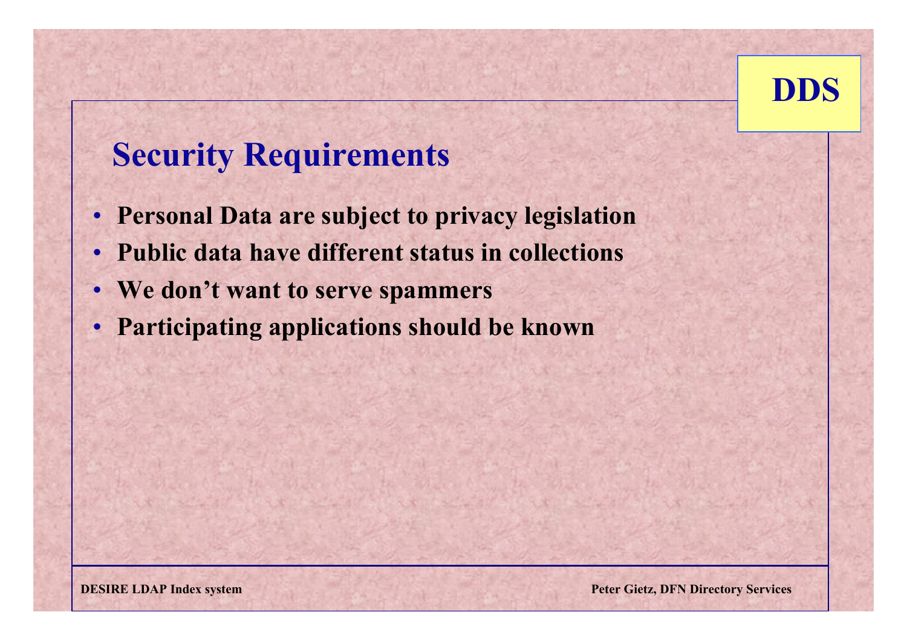## Security Requirements

- Personal Data are subject to privacy legislation
- Public data have different status in collections
- We don't want to serve spammers
- Participating applications should be known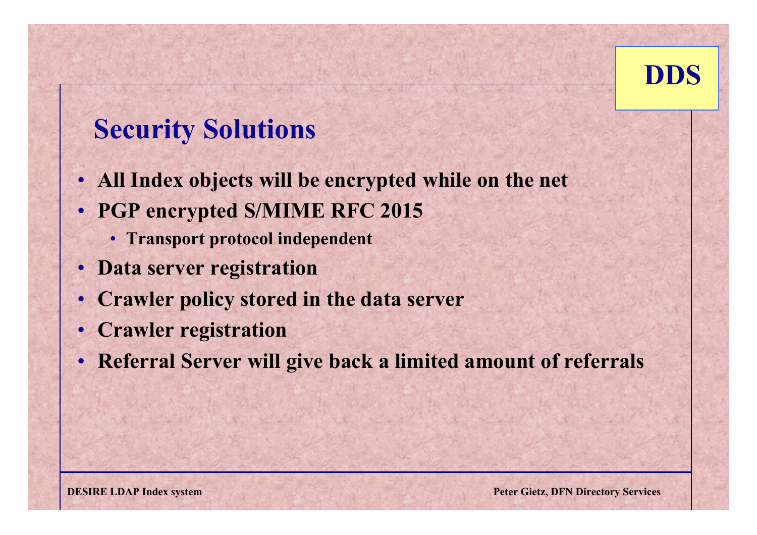# Security Solutions

- All Index objects will be encrypted while on the net
- PGP encrypted S/MIME RFC 2015
  - Transport protocol independent
- Data server registration
- Crawler policy stored in the data server
- Crawler registration
- Referral Server will give back a limited amount of referrals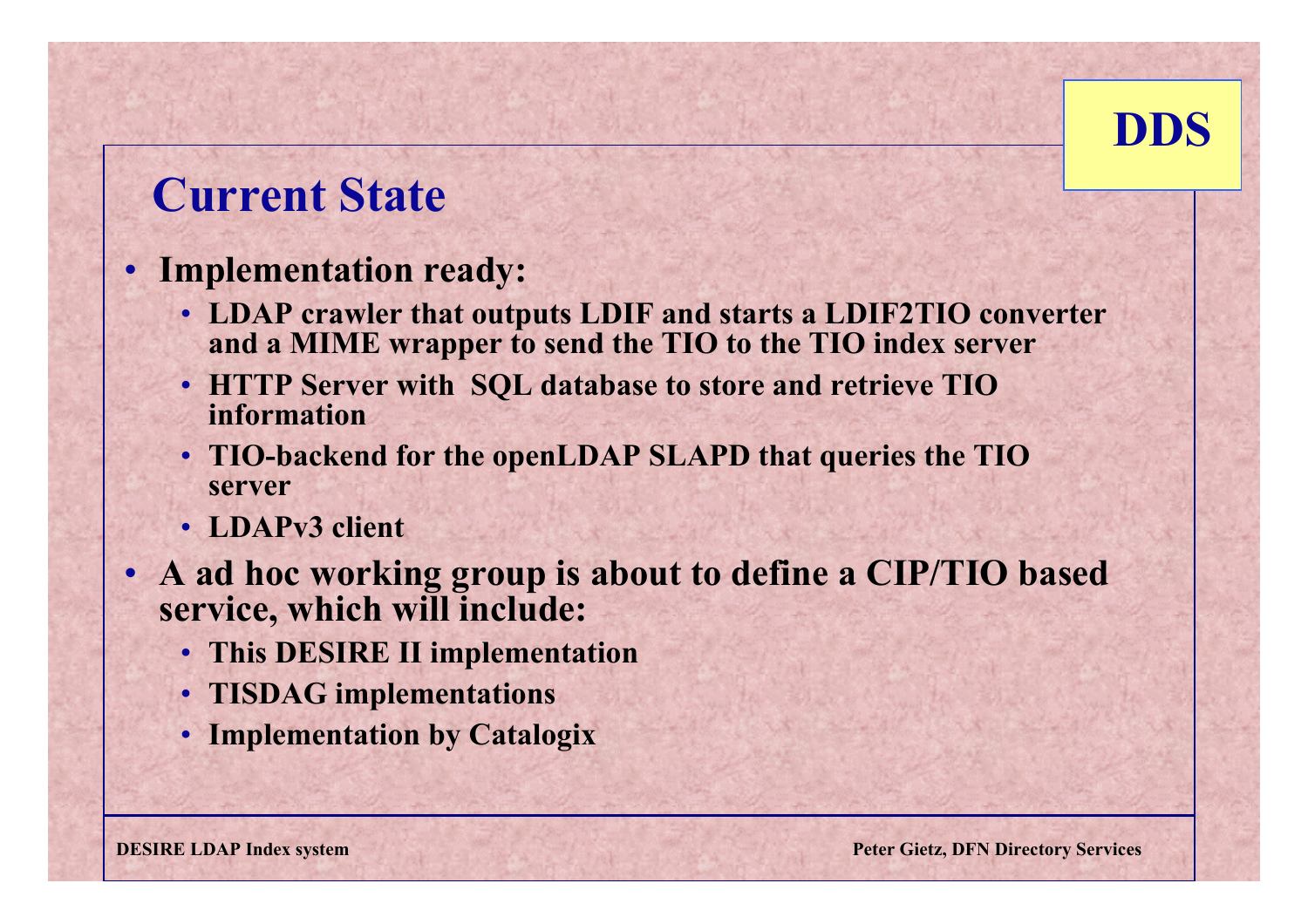DDS

# Current State

- **Implementation ready:**
  - **LDAP crawler that outputs LDIF and starts a LDIF2TIO converter and a MIME wrapper to send the TIO to the TIO index server**
  - **HTTP Server with SQL database to store and retrieve TIO information**
  - **TIO-backend for the openLDAP SLAPD that queries the TIO server**
  - **LDAPv3 client**
- **A ad hoc working group is about to define a CIP/TIO based service, which will include:**
  - **This DESIRE II implementation**
  - **TISDAG implementations**
  - **Implementation by Catalogix**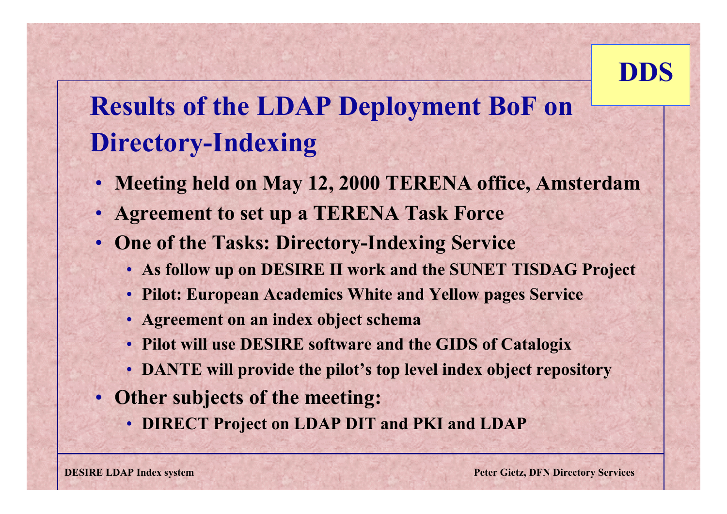DDS

# Results of the LDAP Deployment BoF on Directory-Indexing

- Meeting held on May 12, 2000 TERENA office, Amsterdam
- Agreement to set up a TERENA Task Force
- One of the Tasks: Directory-Indexing Service
  - As follow up on DESIRE II work and the SUNET TISDAG Project
  - Pilot: European Academics White and Yellow pages Service
  - Agreement on an index object schema
  - Pilot will use DESIRE software and the GIDS of Catalogix
  - DANTE will provide the pilot's top level index object repository
- Other subjects of the meeting:
  - DIRECT Project on LDAP DIT and PKI and LDAP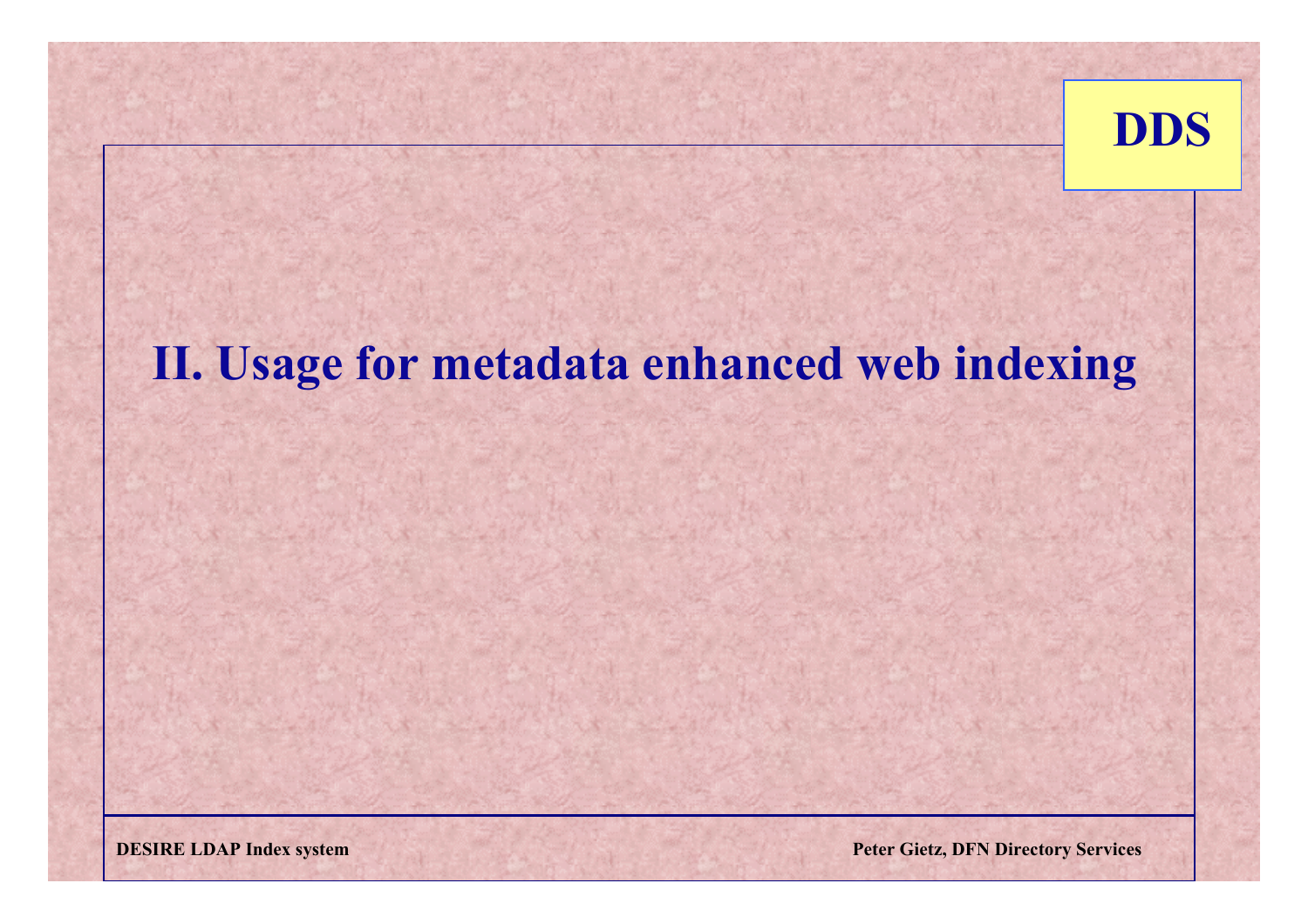# II. Usage for metadata enhanced web indexing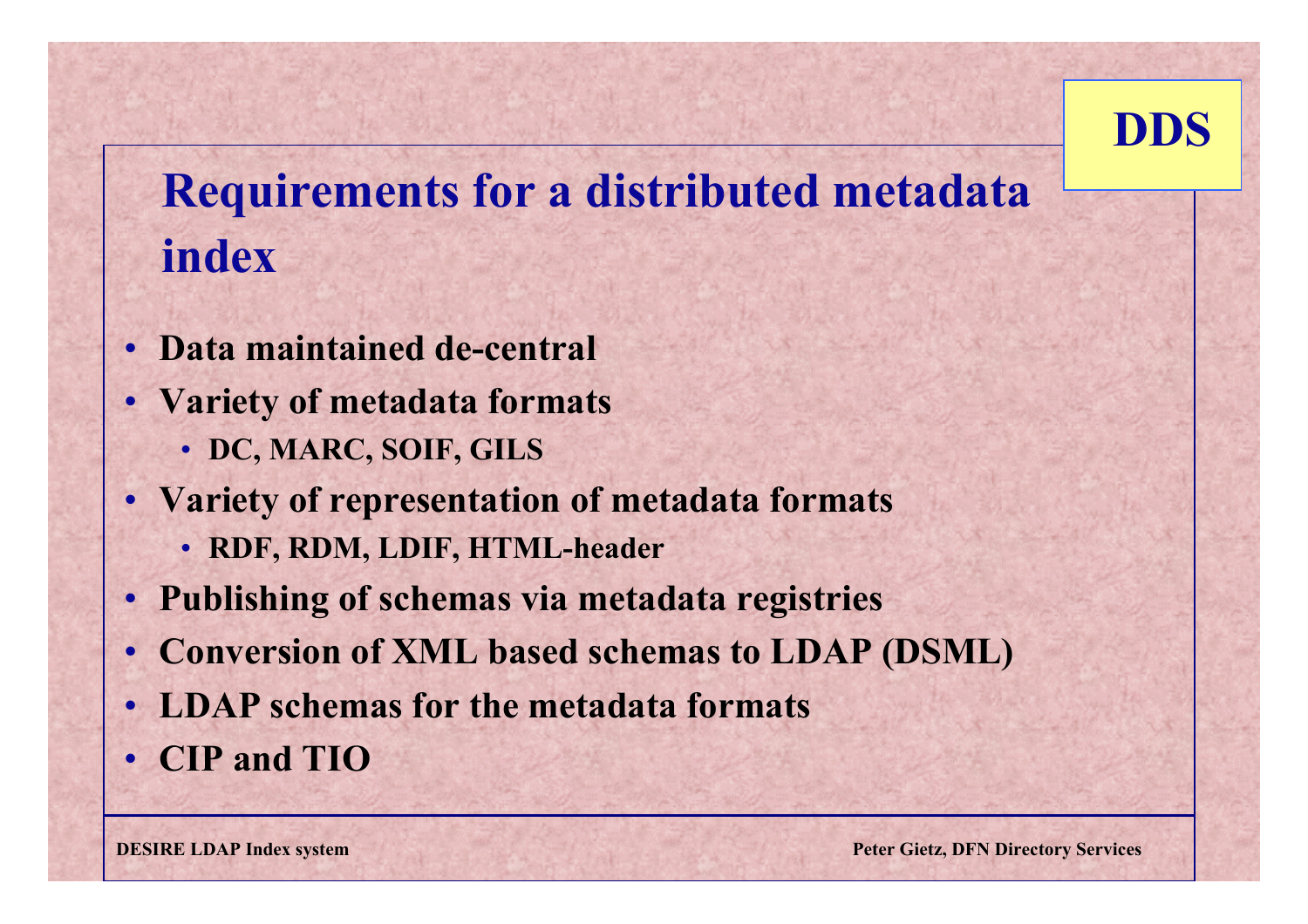# Requirements for a distributed metadata index

- Data maintained de-central
- Variety of metadata formats
  - DC, MARC, SOIF, GILS
- Variety of representation of metadata formats
  - RDF, RDM, LDIF, HTML-header
- Publishing of schemas via metadata registries
- Conversion of XML based schemas to LDAP (DSML)
- LDAP schemas for the metadata formats
- CIP and TIO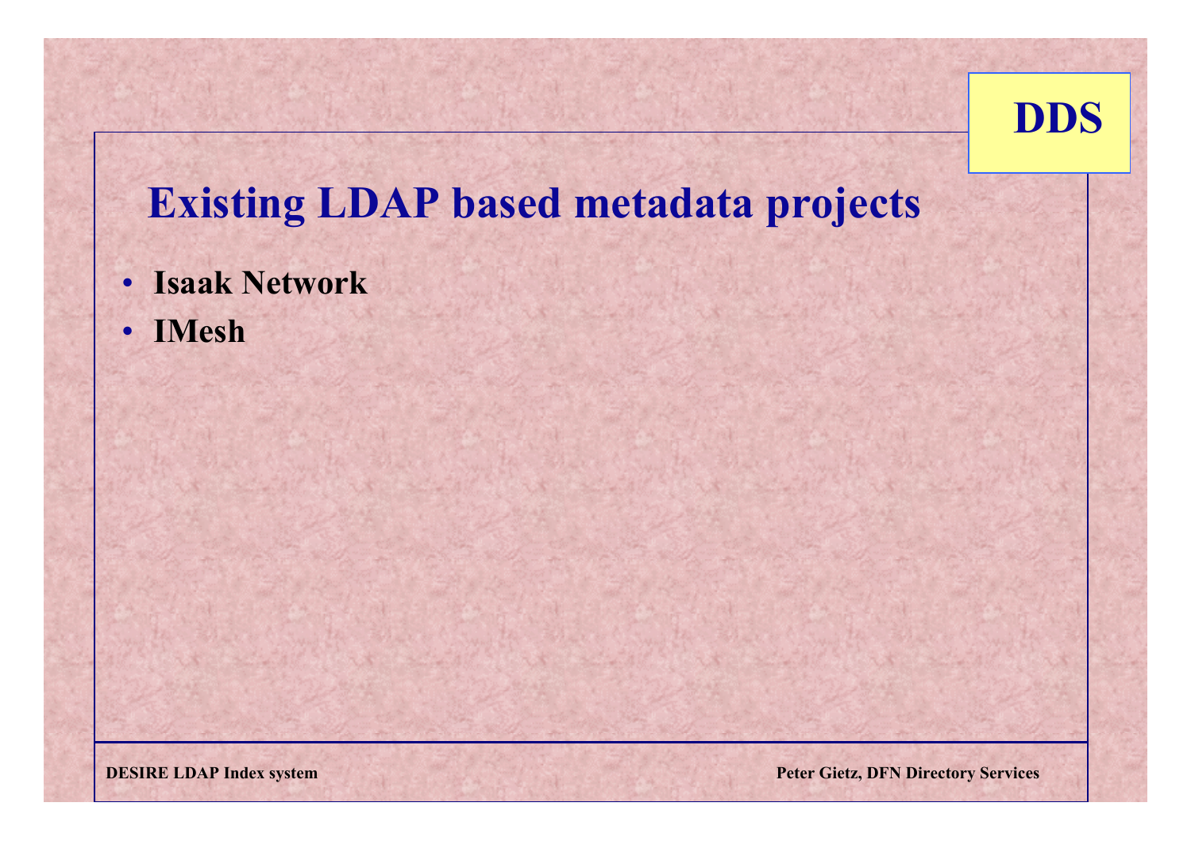# Existing LDAP based metadata projects

- **Isaak Network**
- **IMesh**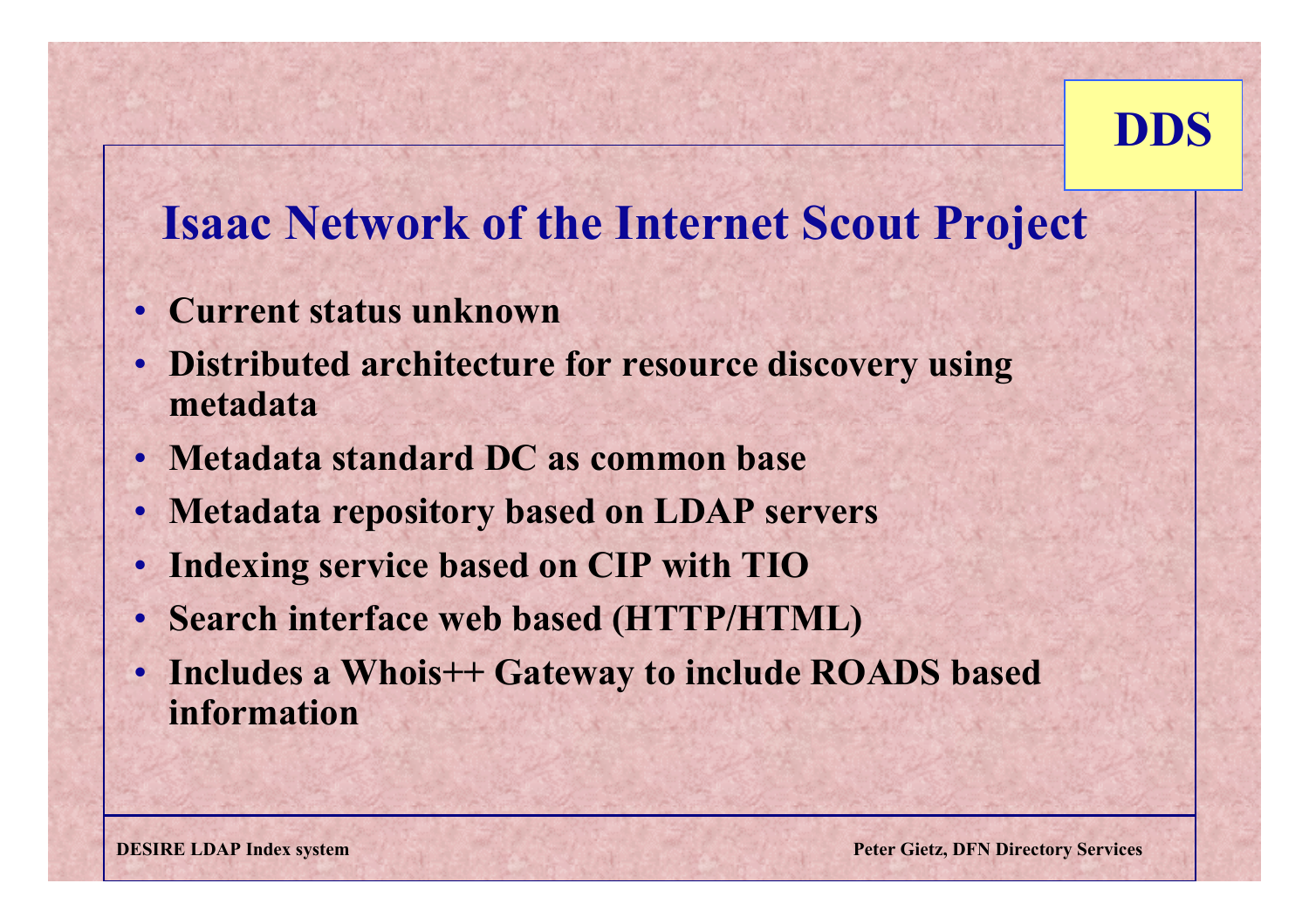# Isaac Network of the Internet Scout Project

- Current status unknown
- Distributed architecture for resource discovery using metadata
- Metadata standard DC as common base
- Metadata repository based on LDAP servers
- Indexing service based on CIP with TIO
- Search interface web based (HTTP/HTML)
- Includes a Whois++ Gateway to include ROADS based information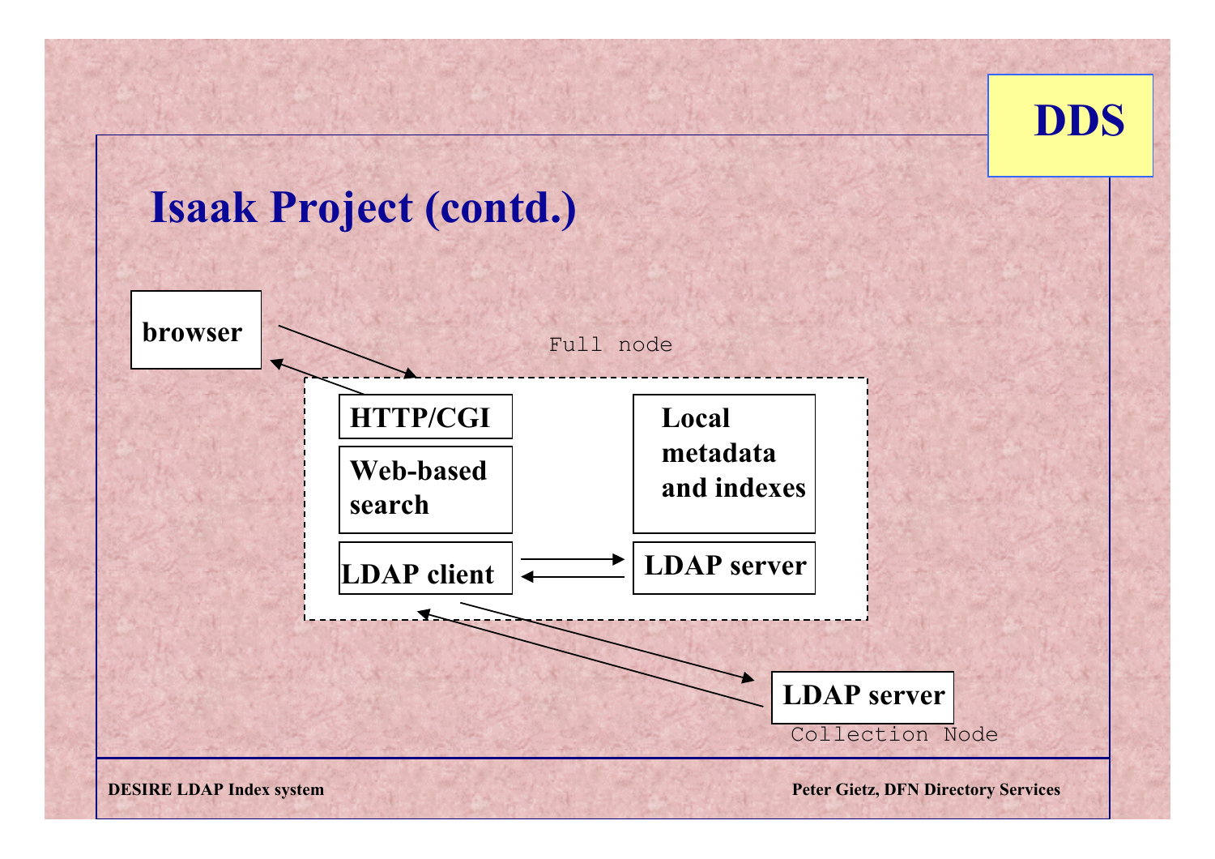# Isaak Project (contd.)

browser

Full node

HTTP/CGI

Web-based search

LDAP client

Local metadata and indexes

LDAP server

LDAP server

Collection Node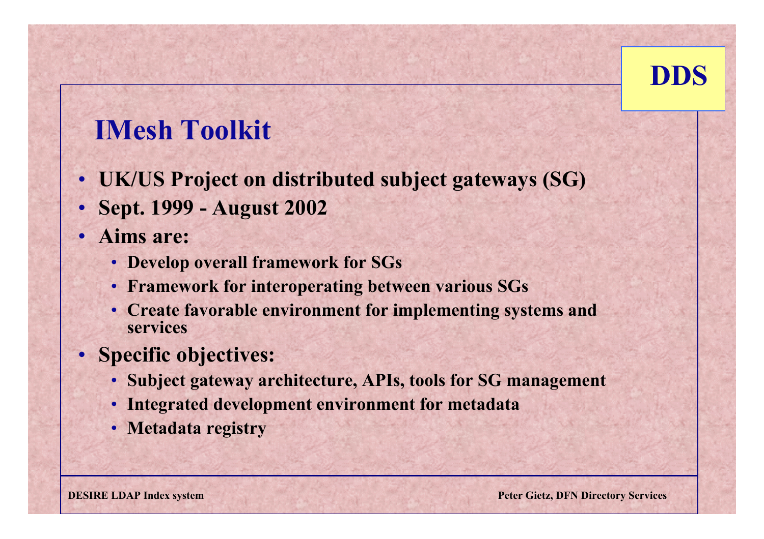# IMesh Toolkit

- UK/US Project on distributed subject gateways (SG)
- Sept. 1999 - August 2002
- Aims are:
  - Develop overall framework for SGs
  - Framework for interoperating between various SGs
  - Create favorable environment for implementing systems and services
- Specific objectives:
  - Subject gateway architecture, APIs, tools for SG management
  - Integrated development environment for metadata
  - Metadata registry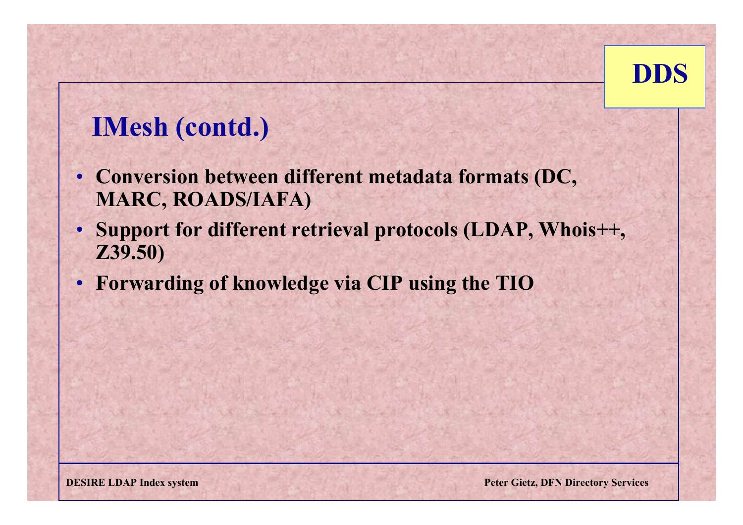DDS

## IMesh (contd.)

- **Conversion between different metadata formats (DC, MARC, ROADS/IAFA)**
- **Support for different retrieval protocols (LDAP, Whois++, Z39.50)**
- **Forwarding of knowledge via CIP using the TIO**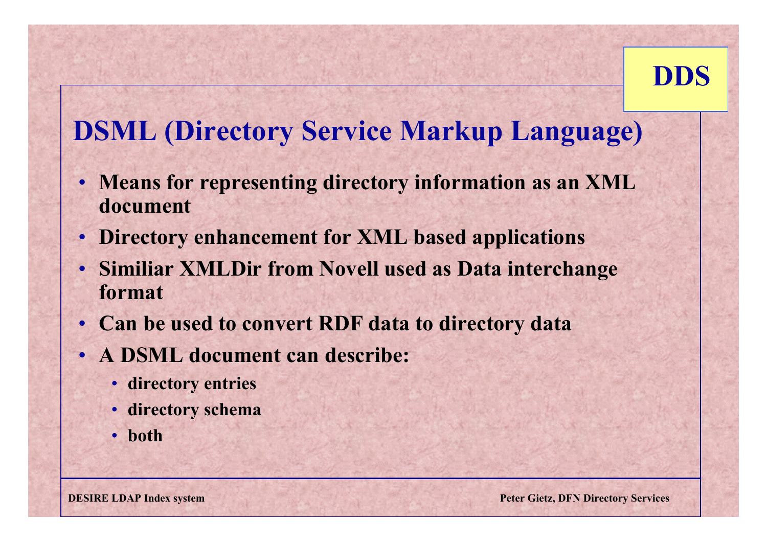# DSML (Directory Service Markup Language)

- Means for representing directory information as an XML document
- Directory enhancement for XML based applications
- Similiar XMLDir from Novell used as Data interchange format
- Can be used to convert RDF data to directory data
- A DSML document can describe:
  - directory entries
  - directory schema
  - both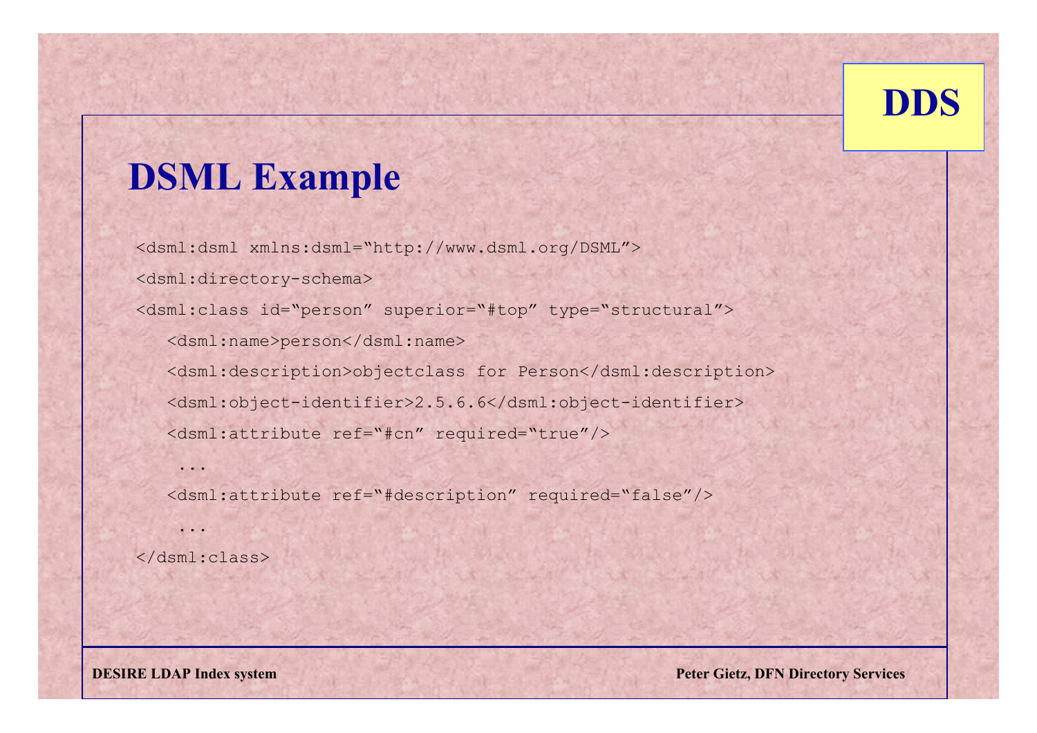# DSML Example

```
<dsml:dsml xmlns:dsml="http://www.dsml.org/DSML">
<dsml:directory-schema>
<dsml:class id="person" superior="#top" type="structural">
   <dsml:name>person</dsml:name>
   <dsml:description>objectclass for Person</dsml:description>
   <dsml:object-identifier>2.5.6.6</dsml:object-identifier>
   <dsml:attribute ref="#cn" required="true"/>
    ...
   <dsml:attribute ref="#description" required="false"/>
    ...
</dsml:class>
```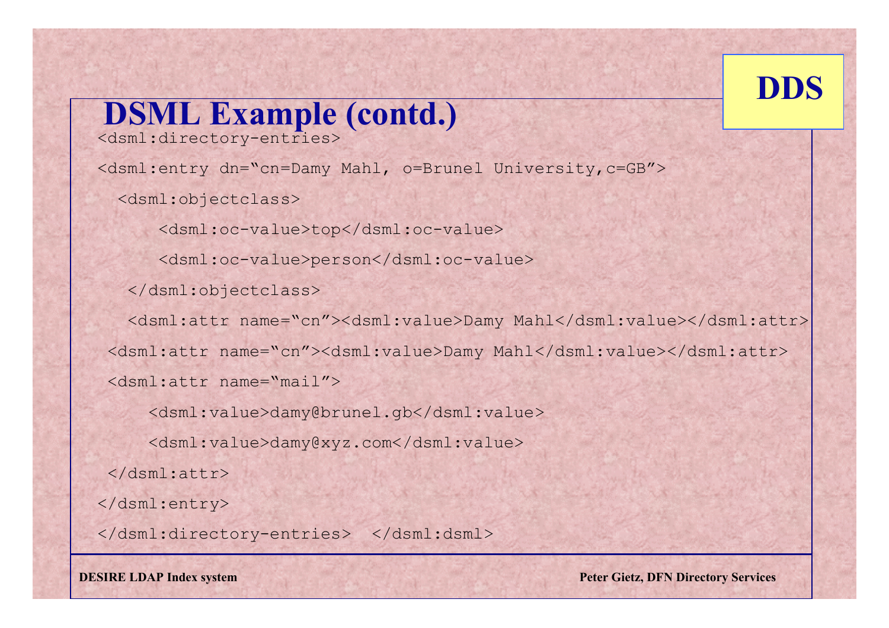# DSML Example (contd.)

```
<dsml:directory-entries>
<dsml:entry dn="cn=Damy Mahl, o=Brunel University,c=GB">
  <dsml:objectclass>
      <dsml:oc-value>top</dsml:oc-value>
      <dsml:oc-value>person</dsml:oc-value>
   </dsml:objectclass>
   <dsml:attr name="cn"><dsml:value>Damy Mahl</dsml:value></dsml:attr>
 <dsml:attr name="cn"><dsml:value>Damy Mahl</dsml:value></dsml:attr>
 <dsml:attr name="mail">
     <dsml:value>damy@brunel.gb</dsml:value>
     <dsml:value>damy@xyz.com</dsml:value>
 </dsml:attr>
</dsml:entry>
</dsml:directory-entries>  </dsml:dsml>
```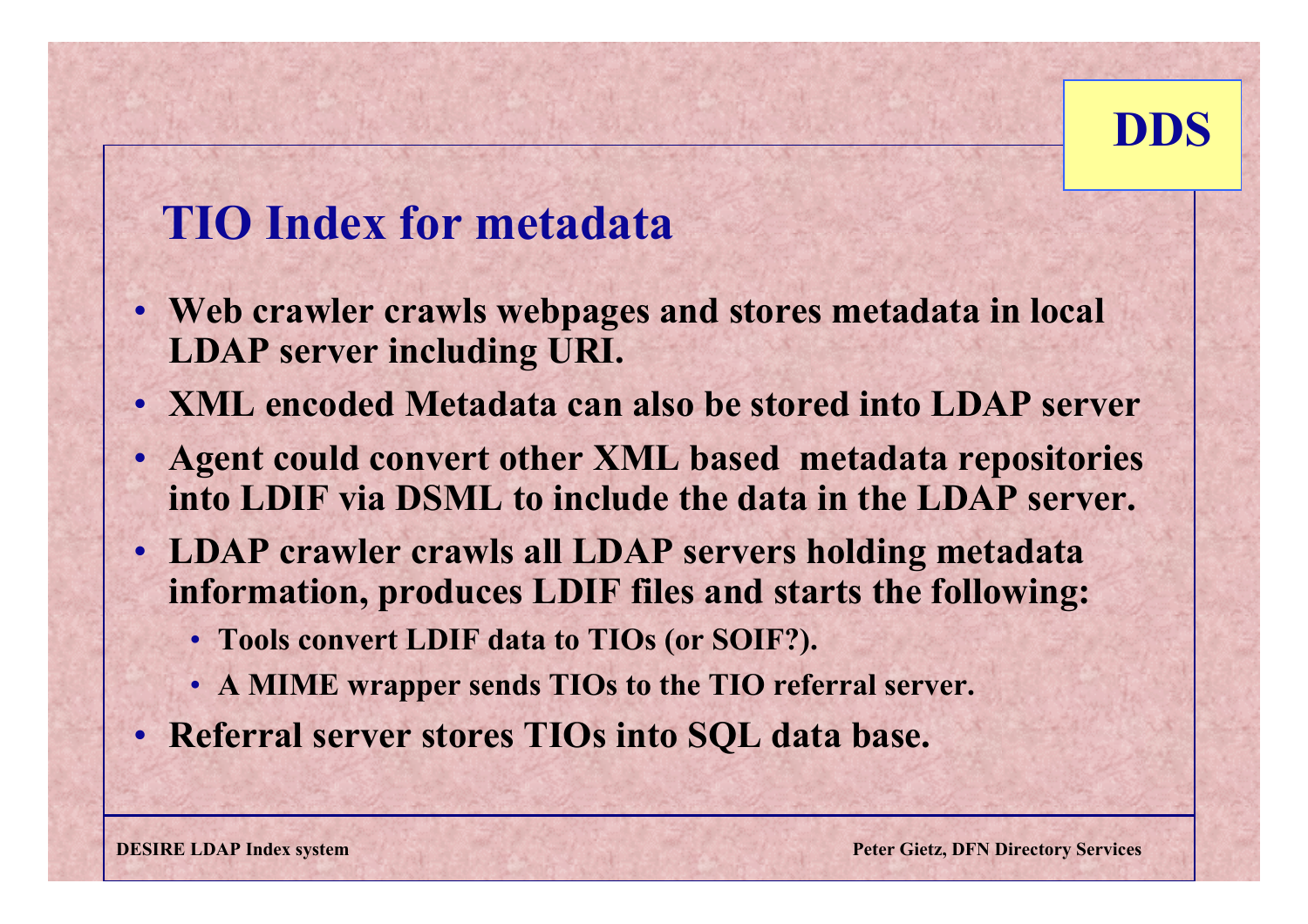# TIO Index for metadata

- Web crawler crawls webpages and stores metadata in local LDAP server including URI.
- XML encoded Metadata can also be stored into LDAP server
- Agent could convert other XML based metadata repositories into LDIF via DSML to include the data in the LDAP server.
- LDAP crawler crawls all LDAP servers holding metadata information, produces LDIF files and starts the following:
  - Tools convert LDIF data to TIOs (or SOIF?).
  - A MIME wrapper sends TIOs to the TIO referral server.
- Referral server stores TIOs into SQL data base.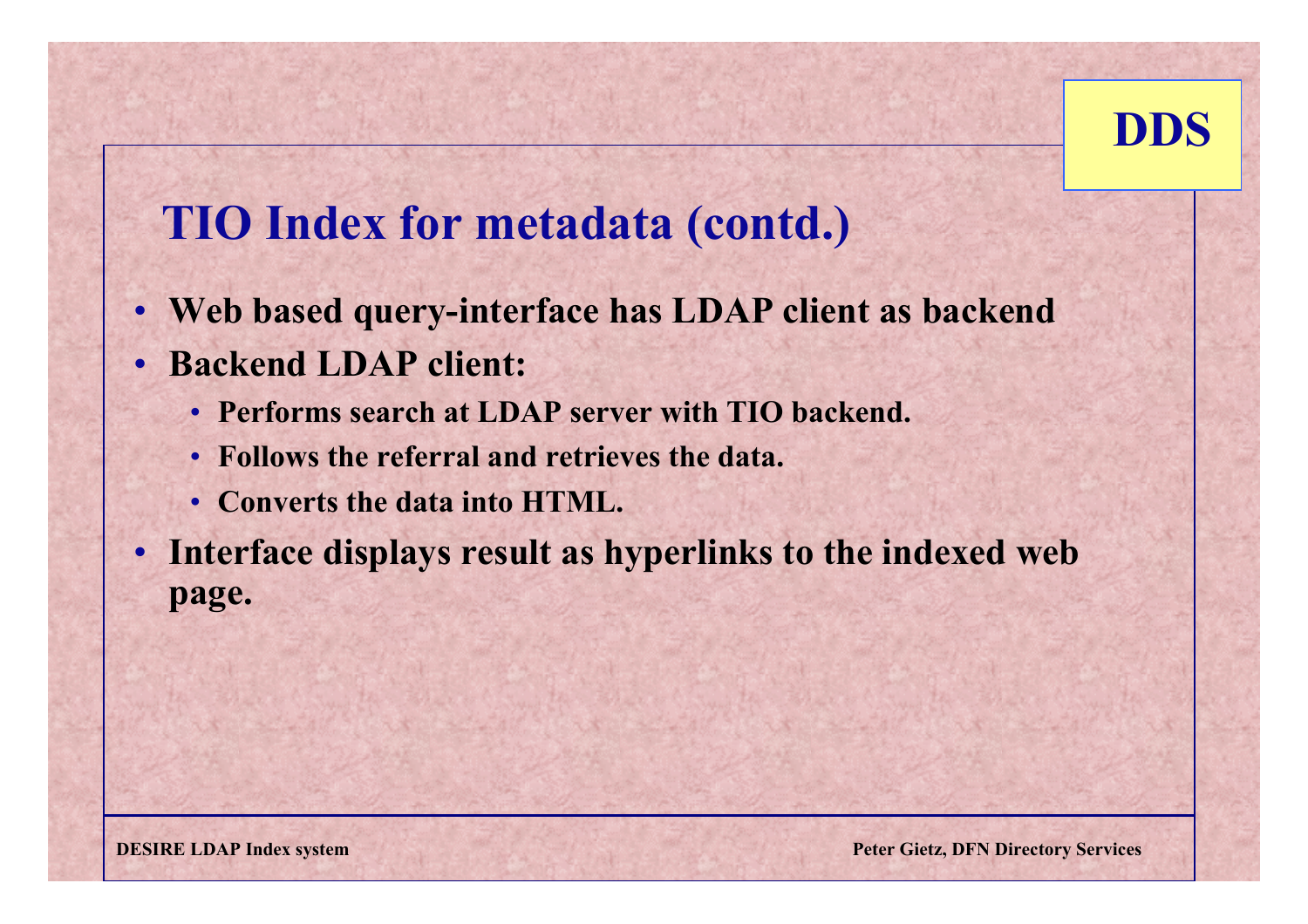# TIO Index for metadata (contd.)

- **Web based query-interface has LDAP client as backend**
- **Backend LDAP client:**
  - **Performs search at LDAP server with TIO backend.**
  - **Follows the referral and retrieves the data.**
  - **Converts the data into HTML.**
- **Interface displays result as hyperlinks to the indexed web page.**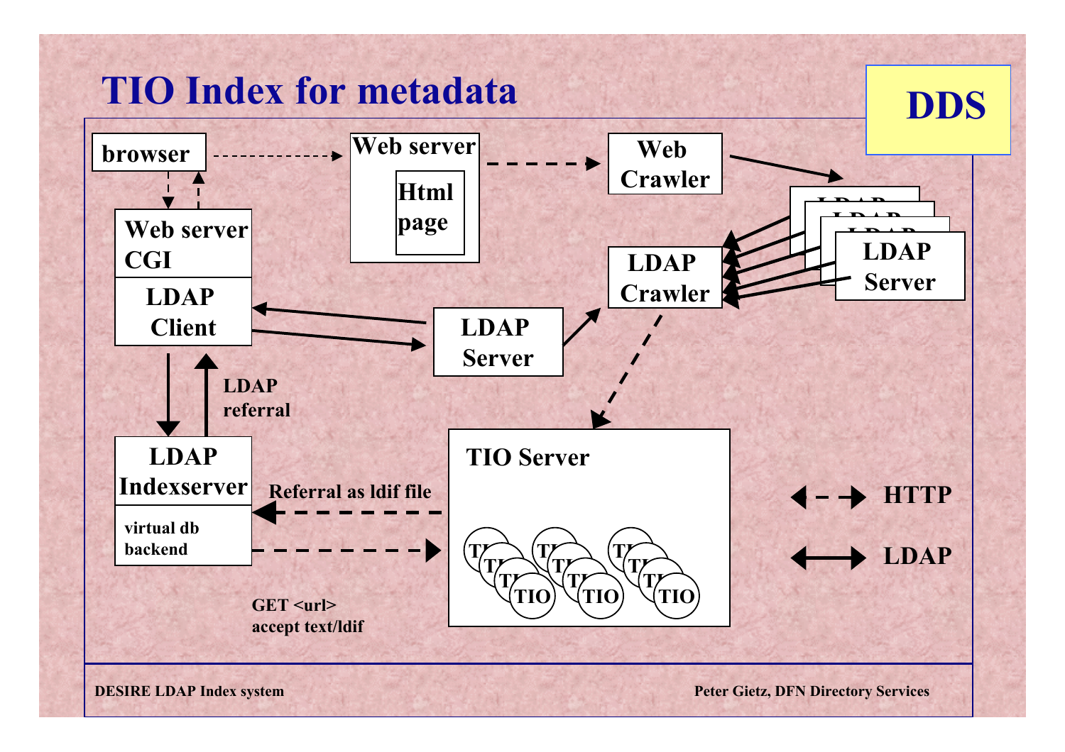# TIO Index for metadata

**DDS**

browser

Web server

Html page

Web Crawler

Web server CGI

LDAP Client

LDAP Server

LDAP Crawler

LDAP Server

LDAP referral

LDAP Indexserver

virtual db backend

Referral as ldif file

GET <url>
accept text/ldif

TIO Server

TIO TIO TIO

HTTP

LDAP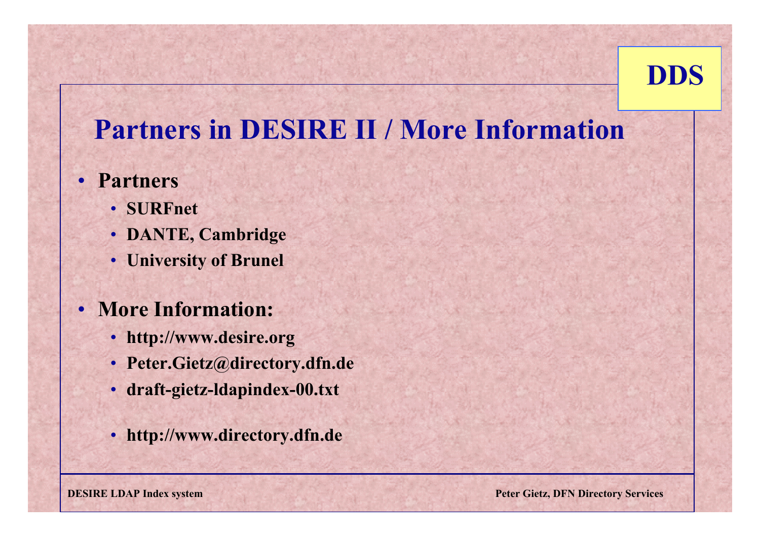DDS

# Partners in DESIRE II / More Information

- **Partners**
  - **SURFnet**
  - **DANTE, Cambridge**
  - **University of Brunel**

- **More Information:**
  - **http://www.desire.org**
  - **Peter.Gietz@directory.dfn.de**
  - **draft-gietz-ldapindex-00.txt**

  - **http://www.directory.dfn.de**